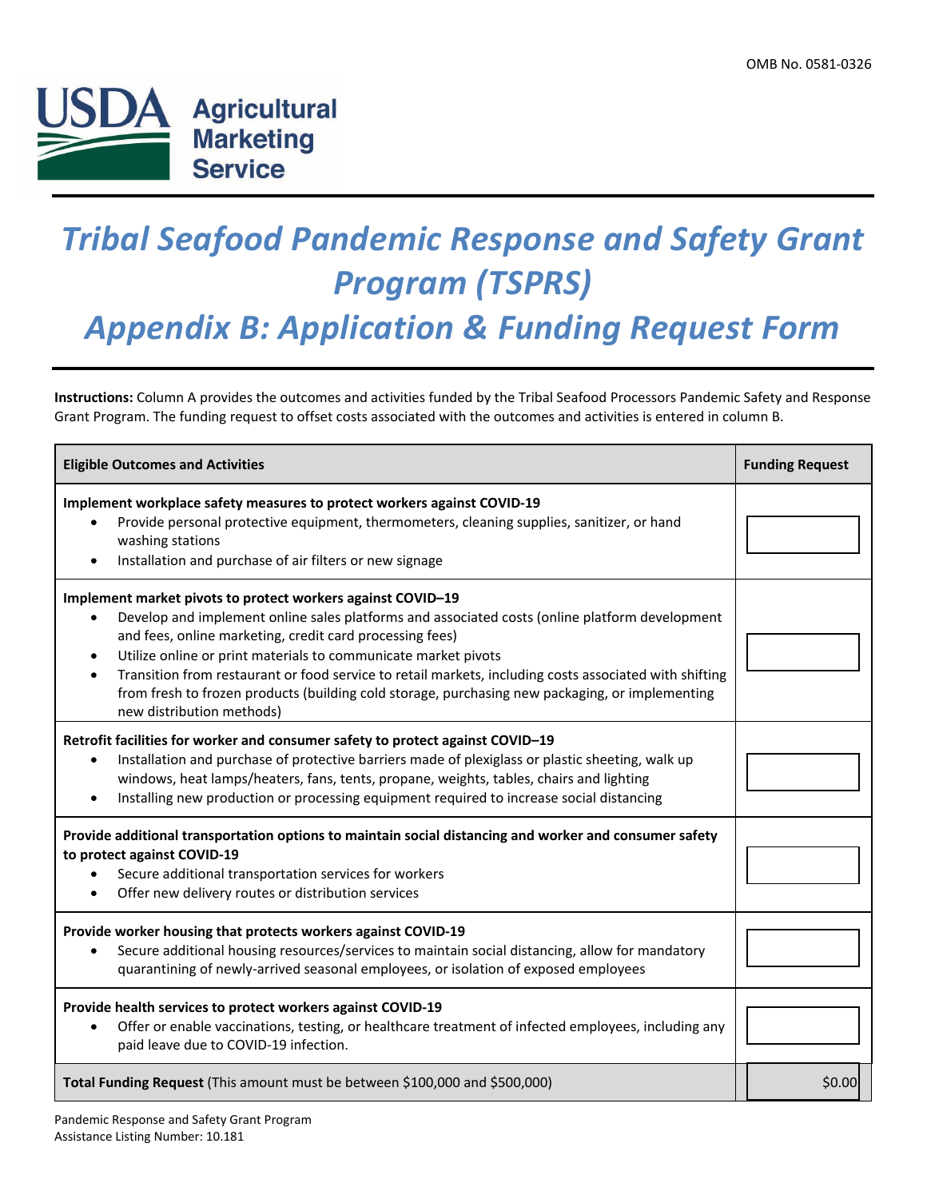OMB No. 0581-0326

USDA Agricultural Marketing Service

# *Tribal Seafood Pandemic Response and Safety Grant Program (TSPRS)*

# *Appendix B: Application & Funding Request Form*

**Instructions:** Column A provides the outcomes and activities funded by the Tribal Seafood Processors Pandemic Safety and Response Grant Program. The funding request to offset costs associated with the outcomes and activities is entered in column B.

| Eligible Outcomes and Activities | Funding Request |
|---|---|
| **Implement workplace safety measures to protect workers against COVID-19**<br>• Provide personal protective equipment, thermometers, cleaning supplies, sanitizer, or hand washing stations<br>• Installation and purchase of air filters or new signage | |
| **Implement market pivots to protect workers against COVID–19**<br>• Develop and implement online sales platforms and associated costs (online platform development and fees, online marketing, credit card processing fees)<br>• Utilize online or print materials to communicate market pivots<br>• Transition from restaurant or food service to retail markets, including costs associated with shifting from fresh to frozen products (building cold storage, purchasing new packaging, or implementing new distribution methods) | |
| **Retrofit facilities for worker and consumer safety to protect against COVID–19**<br>• Installation and purchase of protective barriers made of plexiglass or plastic sheeting, walk up windows, heat lamps/heaters, fans, tents, propane, weights, tables, chairs and lighting<br>• Installing new production or processing equipment required to increase social distancing | |
| **Provide additional transportation options to maintain social distancing and worker and consumer safety to protect against COVID-19**<br>• Secure additional transportation services for workers<br>• Offer new delivery routes or distribution services | |
| **Provide worker housing that protects workers against COVID-19**<br>• Secure additional housing resources/services to maintain social distancing, allow for mandatory quarantining of newly-arrived seasonal employees, or isolation of exposed employees | |
| **Provide health services to protect workers against COVID-19**<br>• Offer or enable vaccinations, testing, or healthcare treatment of infected employees, including any paid leave due to COVID-19 infection. | |
| **Total Funding Request** (This amount must be between $100,000 and $500,000) | $0.00 |

Pandemic Response and Safety Grant Program
Assistance Listing Number: 10.181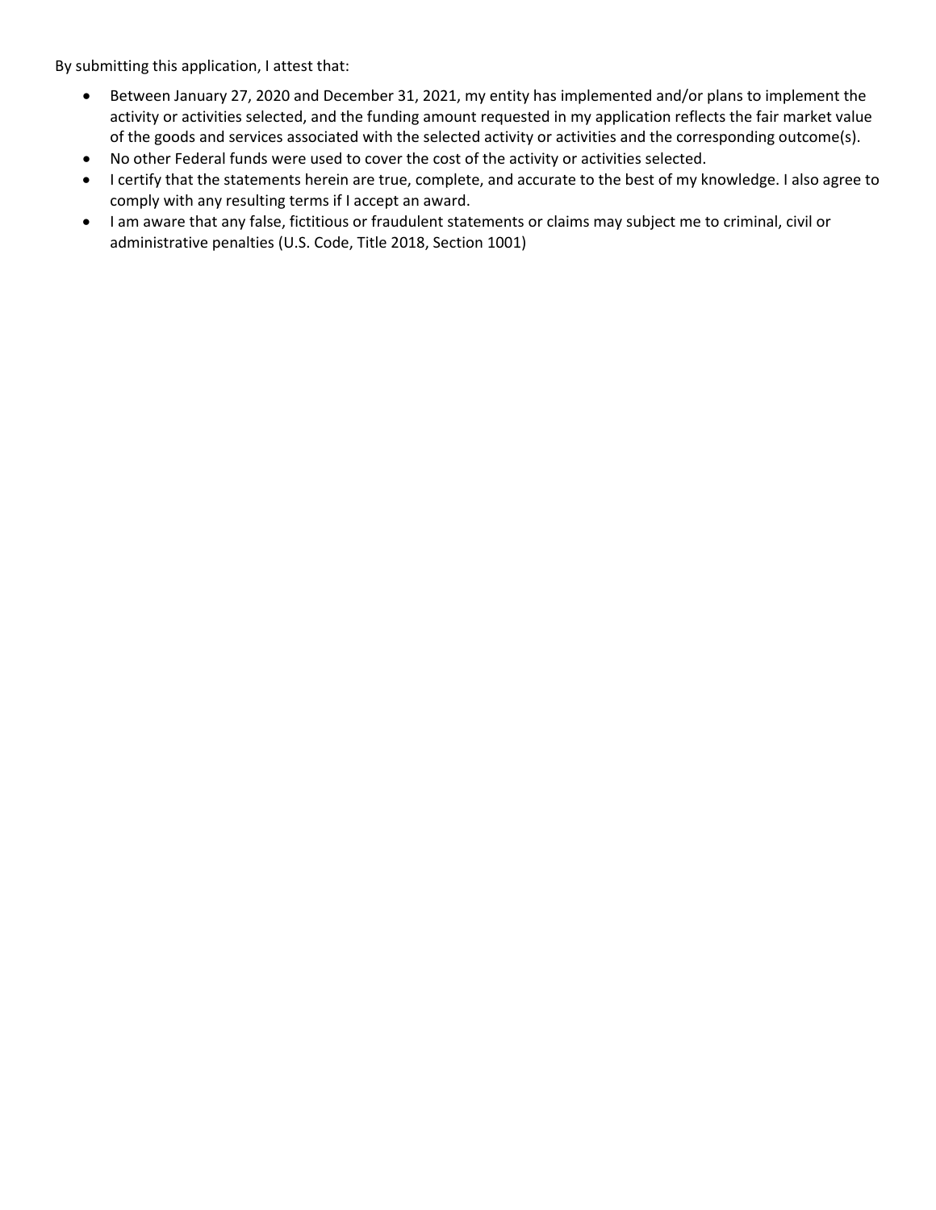By submitting this application, I attest that:

- Between January 27, 2020 and December 31, 2021, my entity has implemented and/or plans to implement the activity or activities selected, and the funding amount requested in my application reflects the fair market value of the goods and services associated with the selected activity or activities and the corresponding outcome(s).
- No other Federal funds were used to cover the cost of the activity or activities selected.
- I certify that the statements herein are true, complete, and accurate to the best of my knowledge. I also agree to comply with any resulting terms if I accept an award.
- I am aware that any false, fictitious or fraudulent statements or claims may subject me to criminal, civil or administrative penalties (U.S. Code, Title 2018, Section 1001)